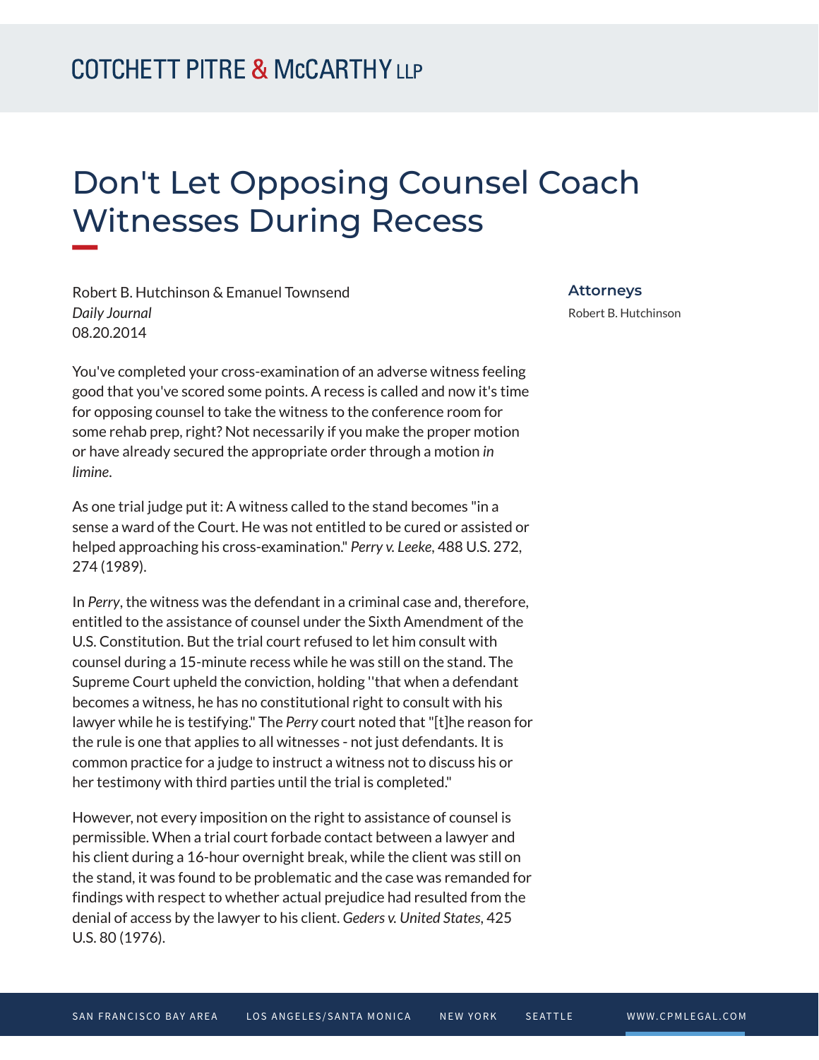# Don't Let Opposing Counsel Coach Witnesses During Recess

Robert B. Hutchinson & Emanuel Townsend
*Daily Journal*
08.20.2014

**Attorneys**

Robert B. Hutchinson

You've completed your cross-examination of an adverse witness feeling good that you've scored some points. A recess is called and now it's time for opposing counsel to take the witness to the conference room for some rehab prep, right? Not necessarily if you make the proper motion or have already secured the appropriate order through a motion *in limine*.

As one trial judge put it: A witness called to the stand becomes "in a sense a ward of the Court. He was not entitled to be cured or assisted or helped approaching his cross-examination." *Perry v. Leeke*, 488 U.S. 272, 274 (1989).

In *Perry*, the witness was the defendant in a criminal case and, therefore, entitled to the assistance of counsel under the Sixth Amendment of the U.S. Constitution. But the trial court refused to let him consult with counsel during a 15-minute recess while he was still on the stand. The Supreme Court upheld the conviction, holding ''that when a defendant becomes a witness, he has no constitutional right to consult with his lawyer while he is testifying." The *Perry* court noted that "[t]he reason for the rule is one that applies to all witnesses - not just defendants. It is common practice for a judge to instruct a witness not to discuss his or her testimony with third parties until the trial is completed."

However, not every imposition on the right to assistance of counsel is permissible. When a trial court forbade contact between a lawyer and his client during a 16-hour overnight break, while the client was still on the stand, it was found to be problematic and the case was remanded for findings with respect to whether actual prejudice had resulted from the denial of access by the lawyer to his client. *Geders v. United States*, 425 U.S. 80 (1976).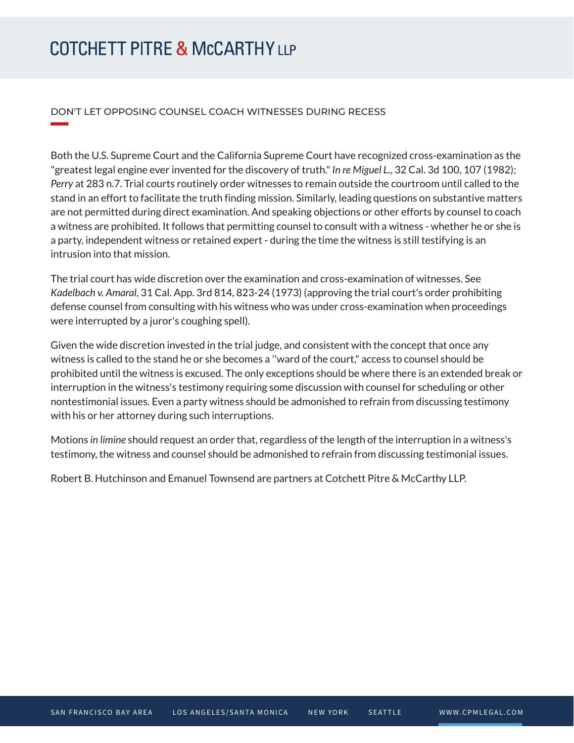## DON'T LET OPPOSING COUNSEL COACH WITNESSES DURING RECESS

Both the U.S. Supreme Court and the California Supreme Court have recognized cross-examination as the "greatest legal engine ever invented for the discovery of truth." *In re Miguel L.*, 32 Cal. 3d 100, 107 (1982); *Perry* at 283 n.7. Trial courts routinely order witnesses to remain outside the courtroom until called to the stand in an effort to facilitate the truth finding mission. Similarly, leading questions on substantive matters are not permitted during direct examination. And speaking objections or other efforts by counsel to coach a witness are prohibited. It follows that permitting counsel to consult with a witness - whether he or she is a party, independent witness or retained expert - during the time the witness is still testifying is an intrusion into that mission.

The trial court has wide discretion over the examination and cross-examination of witnesses. See *Kadelbach v. Amaral*, 31 Cal. App. 3rd 814, 823-24 (1973) (approving the trial court's order prohibiting defense counsel from consulting with his witness who was under cross-examination when proceedings were interrupted by a juror's coughing spell).

Given the wide discretion invested in the trial judge, and consistent with the concept that once any witness is called to the stand he or she becomes a "ward of the court," access to counsel should be prohibited until the witness is excused. The only exceptions should be where there is an extended break or interruption in the witness's testimony requiring some discussion with counsel for scheduling or other nontestimonial issues. Even a party witness should be admonished to refrain from discussing testimony with his or her attorney during such interruptions.

Motions *in limine* should request an order that, regardless of the length of the interruption in a witness's testimony, the witness and counsel should be admonished to refrain from discussing testimonial issues.

Robert B. Hutchinson and Emanuel Townsend are partners at Cotchett Pitre & McCarthy LLP.